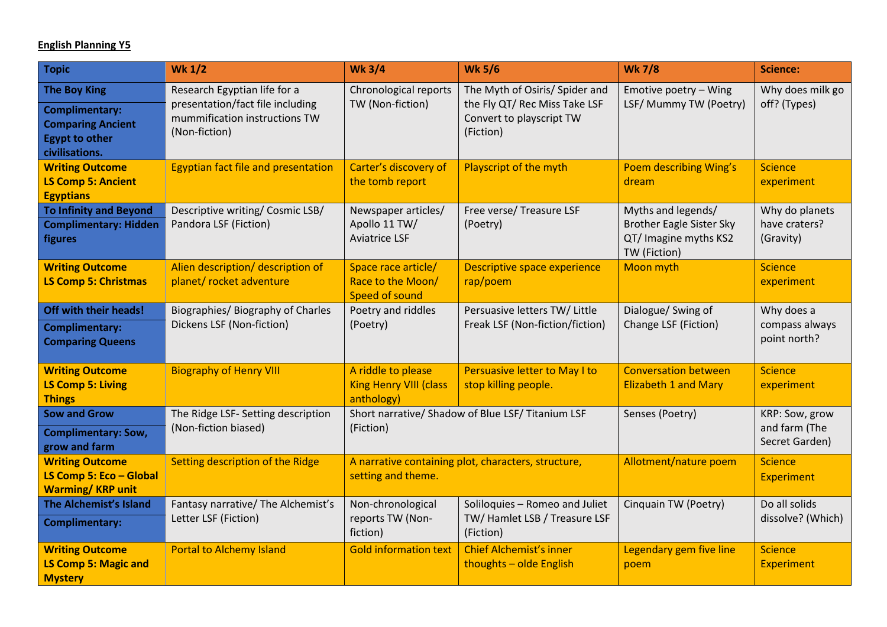**English Planning Y5**

| Topic | Wk 1/2 | Wk 3/4 | Wk 5/6 | Wk 7/8 | Science: |
|---|---|---|---|---|---|
| **The Boy King**<br>**Complimentary: Comparing Ancient Egypt to other civilisations.** | Research Egyptian life for a presentation/fact file including mummification instructions TW (Non-fiction) | Chronological reports TW (Non-fiction) | The Myth of Osiris/ Spider and the Fly QT/ Rec Miss Take LSF Convert to playscript TW (Fiction) | Emotive poetry – Wing LSF/ Mummy TW (Poetry) | Why does milk go off? (Types) |
| **Writing Outcome**<br>**LS Comp 5: Ancient Egyptians** | Egyptian fact file and presentation | Carter's discovery of the tomb report | Playscript of the myth | Poem describing Wing's dream | Science experiment |
| **To Infinity and Beyond**<br>**Complimentary: Hidden figures** | Descriptive writing/ Cosmic LSB/ Pandora LSF (Fiction) | Newspaper articles/ Apollo 11 TW/ Aviatrice LSF | Free verse/ Treasure LSF (Poetry) | Myths and legends/ Brother Eagle Sister Sky QT/ Imagine myths KS2 TW (Fiction) | Why do planets have craters? (Gravity) |
| **Writing Outcome**<br>**LS Comp 5: Christmas** | Alien description/ description of planet/ rocket adventure | Space race article/ Race to the Moon/ Speed of sound | Descriptive space experience rap/poem | Moon myth | Science experiment |
| **Off with their heads!**<br>**Complimentary: Comparing Queens** | Biographies/ Biography of Charles Dickens LSF (Non-fiction) | Poetry and riddles (Poetry) | Persuasive letters TW/ Little Freak LSF (Non-fiction/fiction) | Dialogue/ Swing of Change LSF (Fiction) | Why does a compass always point north? |
| **Writing Outcome**<br>**LS Comp 5: Living Things** | Biography of Henry VIII | A riddle to please King Henry VIII (class anthology) | Persuasive letter to May I to stop killing people. | Conversation between Elizabeth 1 and Mary | Science experiment |
| **Sow and Grow**<br>**Complimentary: Sow, grow and farm** | The Ridge LSF- Setting description (Non-fiction biased) | Short narrative/ Shadow of Blue LSF/ Titanium LSF (Fiction) | | Senses (Poetry) | KRP: Sow, grow and farm (The Secret Garden) |
| **Writing Outcome**<br>**LS Comp 5: Eco – Global Warming/ KRP unit** | Setting description of the Ridge | A narrative containing plot, characters, structure, setting and theme. | | Allotment/nature poem | Science Experiment |
| **The Alchemist's Island**<br>**Complimentary:** | Fantasy narrative/ The Alchemist's Letter LSF (Fiction) | Non-chronological reports TW (Non-fiction) | Soliloquies – Romeo and Juliet TW/ Hamlet LSB / Treasure LSF (Fiction) | Cinquain TW (Poetry) | Do all solids dissolve? (Which) |
| **Writing Outcome**<br>**LS Comp 5: Magic and Mystery** | Portal to Alchemy Island | Gold information text | Chief Alchemist's inner thoughts – olde English | Legendary gem five line poem | Science Experiment |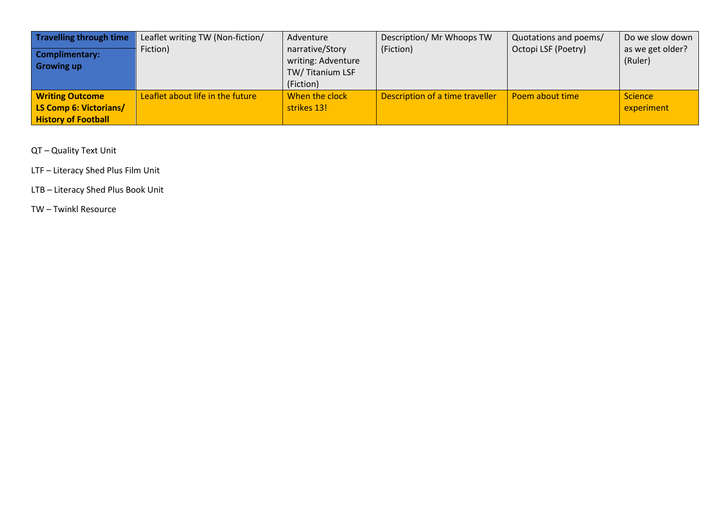| | | | | | |
|---|---|---|---|---|---|
| **Travelling through time**<br>**Complimentary: Growing up** | Leaflet writing TW (Non-fiction/ Fiction) | Adventure narrative/Story writing: Adventure TW/ Titanium LSF (Fiction) | Description/ Mr Whoops TW (Fiction) | Quotations and poems/ Octopi LSF (Poetry) | Do we slow down as we get older? (Ruler) |
| **Writing Outcome**<br>**LS Comp 6: Victorians/ History of Football** | Leaflet about life in the future | When the clock strikes 13! | Description of a time traveller | Poem about time | Science experiment |

QT – Quality Text Unit

LTF – Literacy Shed Plus Film Unit

LTB – Literacy Shed Plus Book Unit

TW – Twinkl Resource